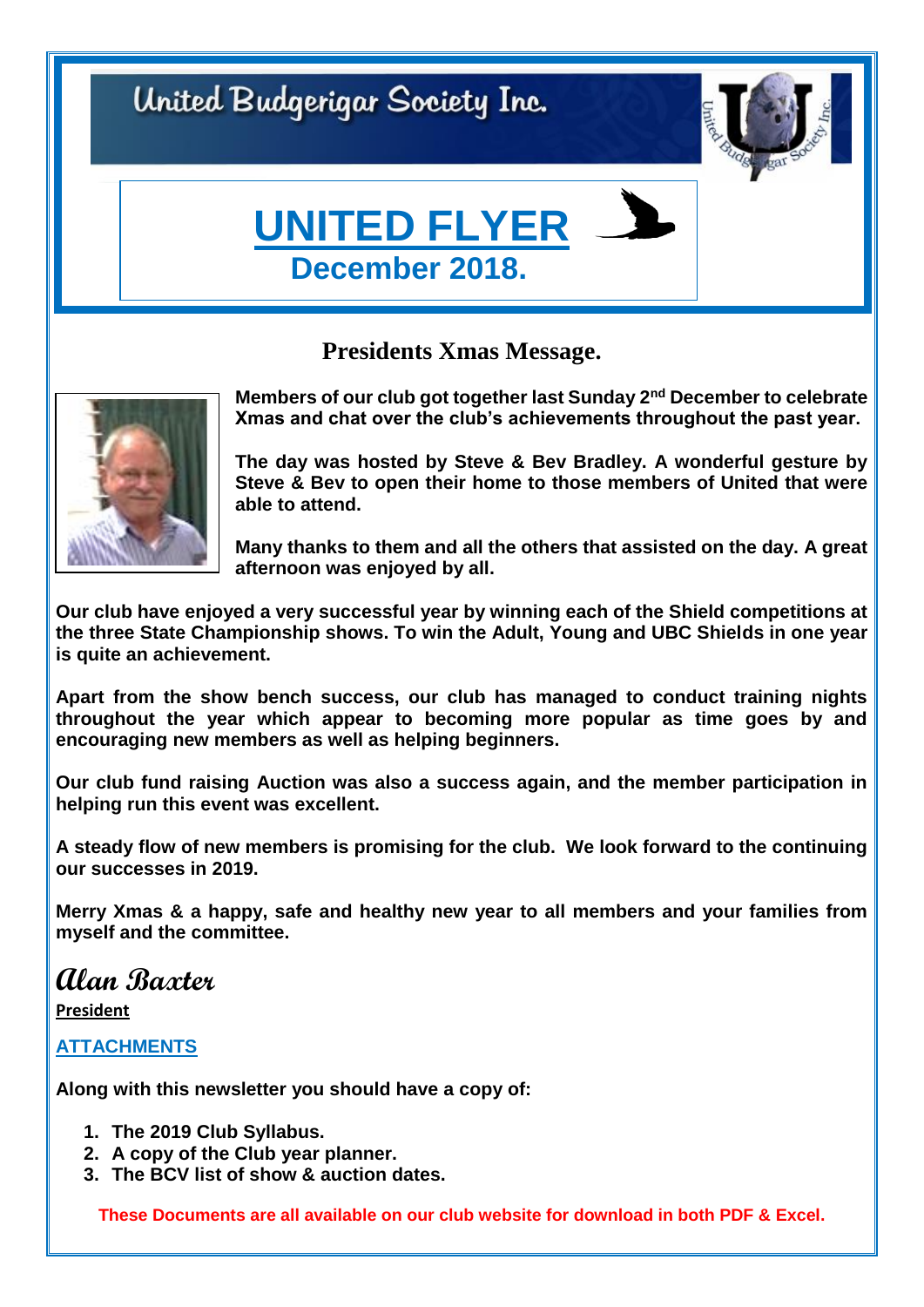# United Budgerigar Society Inc.

# UNITED FLYER

## December 2018.

### Presidents Xmas Message.

**Members of our club got together last Sunday 2nd December to celebrate Xmas and chat over the club's achievements throughout the past year.**

**The day was hosted by Steve & Bev Bradley. A wonderful gesture by Steve & Bev to open their home to those members of United that were able to attend.**

**Many thanks to them and all the others that assisted on the day. A great afternoon was enjoyed by all.**

**Our club have enjoyed a very successful year by winning each of the Shield competitions at the three State Championship shows. To win the Adult, Young and UBC Shields in one year is quite an achievement.**

**Apart from the show bench success, our club has managed to conduct training nights throughout the year which appear to becoming more popular as time goes by and encouraging new members as well as helping beginners.**

**Our club fund raising Auction was also a success again, and the member participation in helping run this event was excellent.**

**A steady flow of new members is promising for the club. We look forward to the continuing our successes in 2019.**

**Merry Xmas & a happy, safe and healthy new year to all members and your families from myself and the committee.**

**Alan Baxter**

**President**

**ATTACHMENTS**

**Along with this newsletter you should have a copy of:**

1. **The 2019 Club Syllabus.**
2. **A copy of the Club year planner.**
3. **The BCV list of show & auction dates.**

**These Documents are all available on our club website for download in both PDF & Excel.**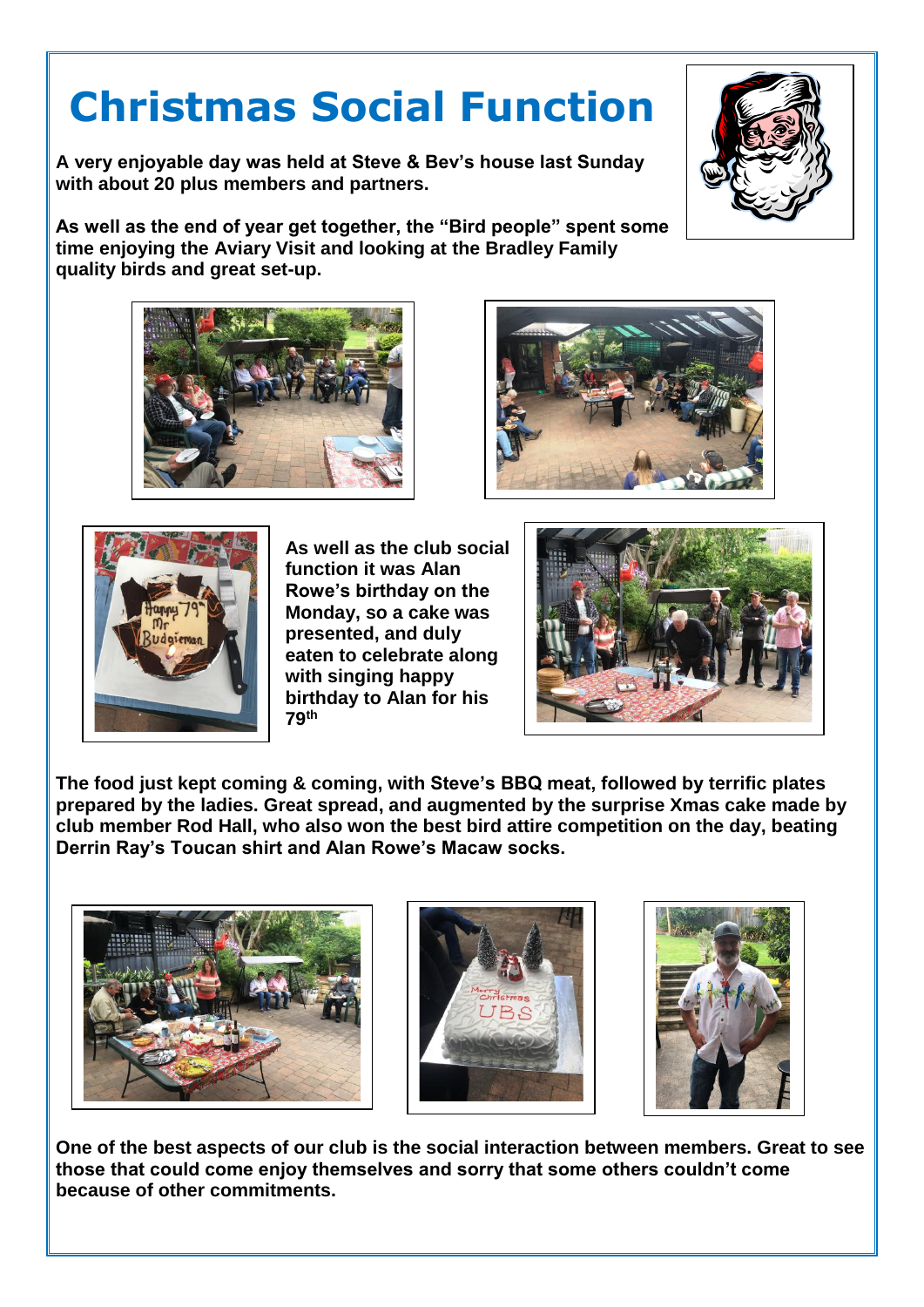# Christmas Social Function

**A very enjoyable day was held at Steve & Bev's house last Sunday with about 20 plus members and partners.**

**As well as the end of year get together, the "Bird people" spent some time enjoying the Aviary Visit and looking at the Bradley Family quality birds and great set-up.**

**As well as the club social function it was Alan Rowe's birthday on the Monday, so a cake was presented, and duly eaten to celebrate along with singing happy birthday to Alan for his 79th**

**The food just kept coming & coming, with Steve's BBQ meat, followed by terrific plates prepared by the ladies. Great spread, and augmented by the surprise Xmas cake made by club member Rod Hall, who also won the best bird attire competition on the day, beating Derrin Ray's Toucan shirt and Alan Rowe's Macaw socks.**

**One of the best aspects of our club is the social interaction between members. Great to see those that could come enjoy themselves and sorry that some others couldn't come because of other commitments.**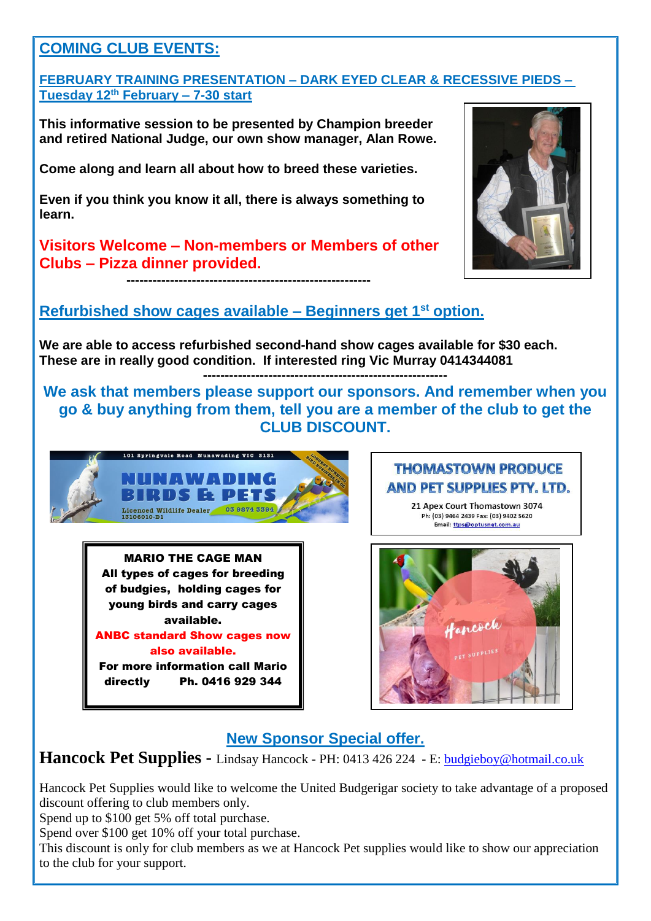## COMING CLUB EVENTS:

### FEBRUARY TRAINING PRESENTATION – DARK EYED CLEAR & RECESSIVE PIEDS – Tuesday 12th February – 7-30 start

**This informative session to be presented by Champion breeder and retired National Judge, our own show manager, Alan Rowe.**

**Come along and learn all about how to breed these varieties.**

**Even if you think you know it all, there is always something to learn.**

**Visitors Welcome – Non-members or Members of other Clubs – Pizza dinner provided.**

---

### Refurbished show cages available – Beginners get 1st option.

**We are able to access refurbished second-hand show cages available for $30 each. These are in really good condition. If interested ring Vic Murray 0414344081**

---

**We ask that members please support our sponsors. And remember when you go & buy anything from them, tell you are a member of the club to get the CLUB DISCOUNT.**

101 Springvale Road Nunawading VIC 3131
**NUNAWADING BIRDS & PETS**
Licenced Wildlife Dealer 13106010-D1
03 9874 3394

**THOMASTOWN PRODUCE AND PET SUPPLIES PTY. LTD.**
21 Apex Court Thomastown 3074
Ph: (03) 9464 2439 Fax: (03) 9402 5620
Email: ttps@optusnet.com.au

**MARIO THE CAGE MAN**
**All types of cages for breeding of budgies, holding cages for young birds and carry cages available.**
**ANBC standard Show cages now also available.**
**For more information call Mario directly Ph. 0416 929 344**

Hancock PET SUPPLIES

### New Sponsor Special offer.

**Hancock Pet Supplies** - Lindsay Hancock - PH: 0413 426 224 - E: budgieboy@hotmail.co.uk

Hancock Pet Supplies would like to welcome the United Budgerigar society to take advantage of a proposed discount offering to club members only.
Spend up to $100 get 5% off total purchase.
Spend over $100 get 10% off your total purchase.
This discount is only for club members as we at Hancock Pet supplies would like to show our appreciation to the club for your support.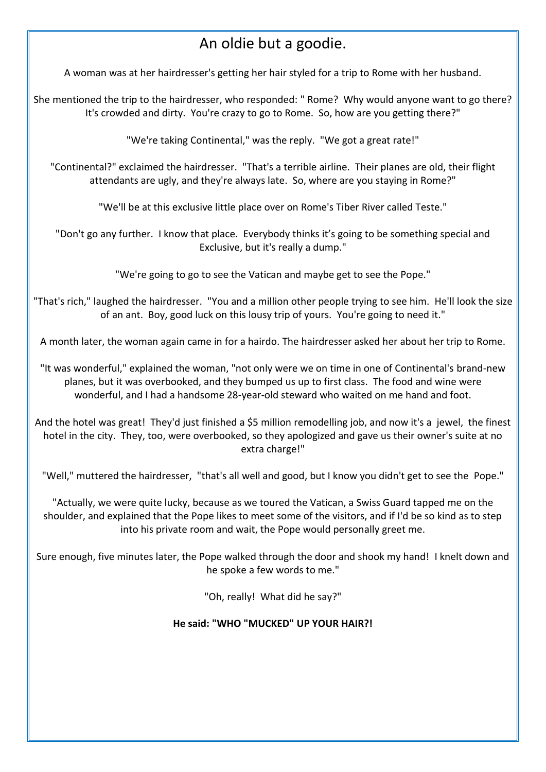# An oldie but a goodie.

A woman was at her hairdresser's getting her hair styled for a trip to Rome with her husband.

She mentioned the trip to the hairdresser, who responded: " Rome? Why would anyone want to go there? It's crowded and dirty. You're crazy to go to Rome. So, how are you getting there?"

"We're taking Continental," was the reply. "We got a great rate!"

"Continental?" exclaimed the hairdresser. "That's a terrible airline. Their planes are old, their flight attendants are ugly, and they're always late. So, where are you staying in Rome?"

"We'll be at this exclusive little place over on Rome's Tiber River called Teste."

"Don't go any further. I know that place. Everybody thinks it's going to be something special and Exclusive, but it's really a dump."

"We're going to go to see the Vatican and maybe get to see the Pope."

"That's rich," laughed the hairdresser. "You and a million other people trying to see him. He'll look the size of an ant. Boy, good luck on this lousy trip of yours. You're going to need it."

A month later, the woman again came in for a hairdo. The hairdresser asked her about her trip to Rome.

"It was wonderful," explained the woman, "not only were we on time in one of Continental's brand-new planes, but it was overbooked, and they bumped us up to first class. The food and wine were wonderful, and I had a handsome 28-year-old steward who waited on me hand and foot.

And the hotel was great! They'd just finished a $5 million remodelling job, and now it's a jewel, the finest hotel in the city. They, too, were overbooked, so they apologized and gave us their owner's suite at no extra charge!"

"Well," muttered the hairdresser, "that's all well and good, but I know you didn't get to see the Pope."

"Actually, we were quite lucky, because as we toured the Vatican, a Swiss Guard tapped me on the shoulder, and explained that the Pope likes to meet some of the visitors, and if I'd be so kind as to step into his private room and wait, the Pope would personally greet me.

Sure enough, five minutes later, the Pope walked through the door and shook my hand! I knelt down and he spoke a few words to me."

"Oh, really! What did he say?"

**He said: "WHO "MUCKED" UP YOUR HAIR?!**